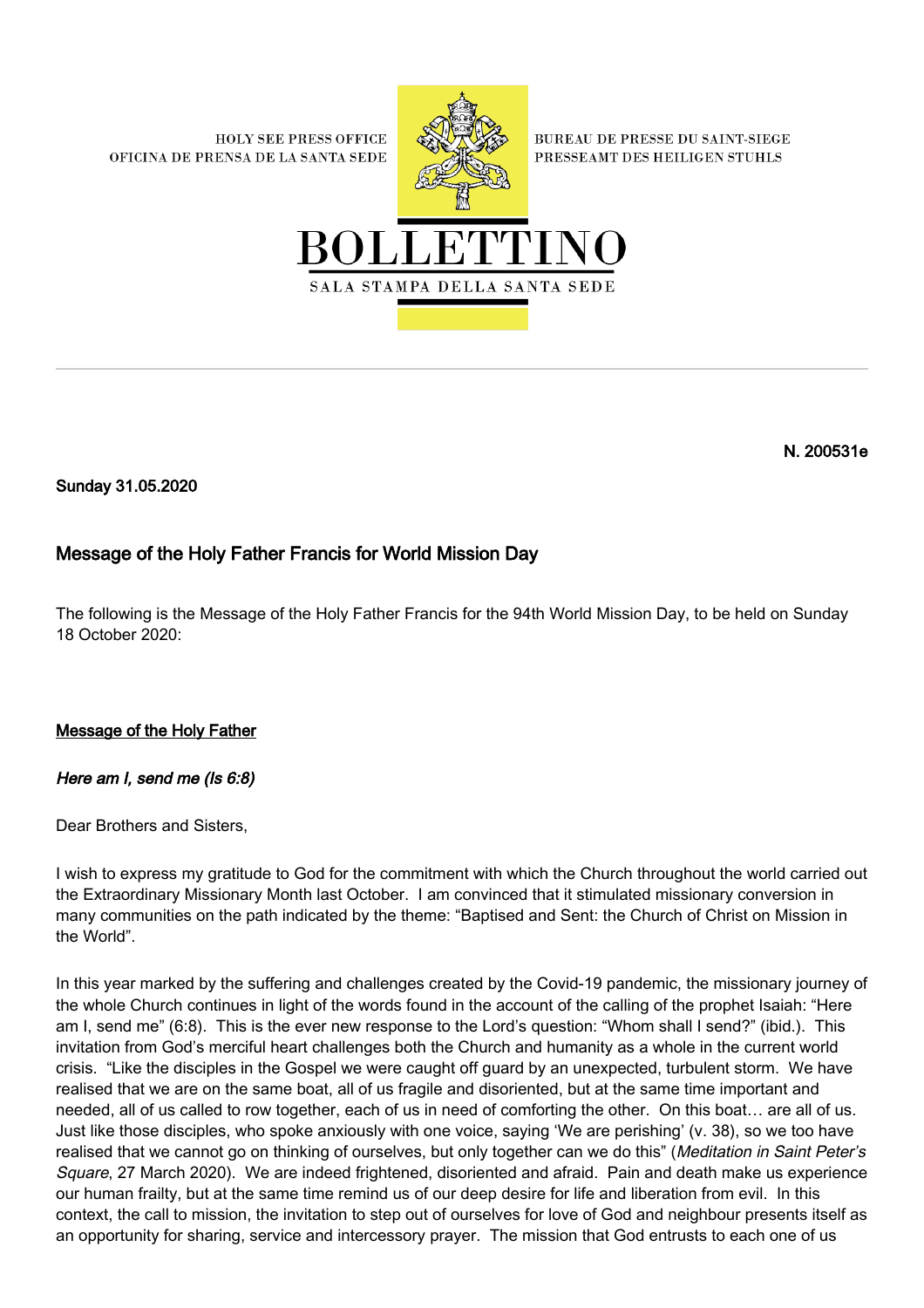HOLY SEE PRESS OFFICE
OFICINA DE PRENSA DE LA SANTA SEDE

BUREAU DE PRESSE DU SAINT-SIEGE
PRESSEAMT DES HEILIGEN STUHLS

# BOLLETTINO

SALA STAMPA DELLA SANTA SEDE

---

**N. 200531e**

**Sunday 31.05.2020**

## Message of the Holy Father Francis for World Mission Day

The following is the Message of the Holy Father Francis for the 94th World Mission Day, to be held on Sunday 18 October 2020:

**Message of the Holy Father**

***Here am I, send me (Is 6:8)***

Dear Brothers and Sisters,

I wish to express my gratitude to God for the commitment with which the Church throughout the world carried out the Extraordinary Missionary Month last October. I am convinced that it stimulated missionary conversion in many communities on the path indicated by the theme: "Baptised and Sent: the Church of Christ on Mission in the World".

In this year marked by the suffering and challenges created by the Covid-19 pandemic, the missionary journey of the whole Church continues in light of the words found in the account of the calling of the prophet Isaiah: "Here am I, send me" (6:8). This is the ever new response to the Lord's question: "Whom shall I send?" (ibid.). This invitation from God's merciful heart challenges both the Church and humanity as a whole in the current world crisis. "Like the disciples in the Gospel we were caught off guard by an unexpected, turbulent storm. We have realised that we are on the same boat, all of us fragile and disoriented, but at the same time important and needed, all of us called to row together, each of us in need of comforting the other. On this boat… are all of us. Just like those disciples, who spoke anxiously with one voice, saying 'We are perishing' (v. 38), so we too have realised that we cannot go on thinking of ourselves, but only together can we do this" (*Meditation in Saint Peter's Square*, 27 March 2020). We are indeed frightened, disoriented and afraid. Pain and death make us experience our human frailty, but at the same time remind us of our deep desire for life and liberation from evil. In this context, the call to mission, the invitation to step out of ourselves for love of God and neighbour presents itself as an opportunity for sharing, service and intercessory prayer. The mission that God entrusts to each one of us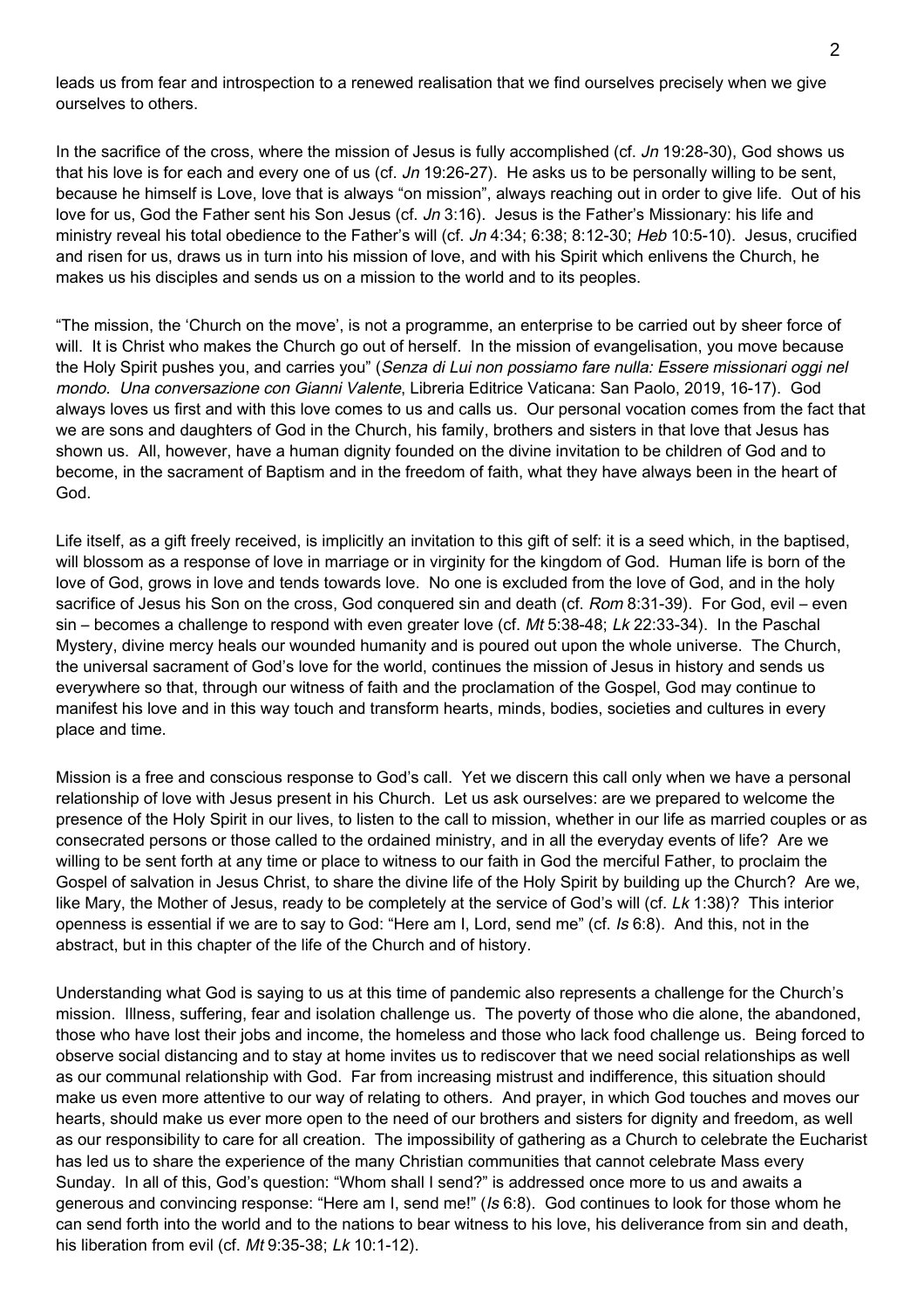leads us from fear and introspection to a renewed realisation that we find ourselves precisely when we give ourselves to others.

In the sacrifice of the cross, where the mission of Jesus is fully accomplished (cf. *Jn* 19:28-30), God shows us that his love is for each and every one of us (cf. *Jn* 19:26-27). He asks us to be personally willing to be sent, because he himself is Love, love that is always "on mission", always reaching out in order to give life. Out of his love for us, God the Father sent his Son Jesus (cf. *Jn* 3:16). Jesus is the Father's Missionary: his life and ministry reveal his total obedience to the Father's will (cf. *Jn* 4:34; 6:38; 8:12-30; *Heb* 10:5-10). Jesus, crucified and risen for us, draws us in turn into his mission of love, and with his Spirit which enlivens the Church, he makes us his disciples and sends us on a mission to the world and to its peoples.

"The mission, the 'Church on the move', is not a programme, an enterprise to be carried out by sheer force of will. It is Christ who makes the Church go out of herself. In the mission of evangelisation, you move because the Holy Spirit pushes you, and carries you" (*Senza di Lui non possiamo fare nulla: Essere missionari oggi nel mondo. Una conversazione con Gianni Valente*, Libreria Editrice Vaticana: San Paolo, 2019, 16-17). God always loves us first and with this love comes to us and calls us. Our personal vocation comes from the fact that we are sons and daughters of God in the Church, his family, brothers and sisters in that love that Jesus has shown us. All, however, have a human dignity founded on the divine invitation to be children of God and to become, in the sacrament of Baptism and in the freedom of faith, what they have always been in the heart of God.

Life itself, as a gift freely received, is implicitly an invitation to this gift of self: it is a seed which, in the baptised, will blossom as a response of love in marriage or in virginity for the kingdom of God. Human life is born of the love of God, grows in love and tends towards love. No one is excluded from the love of God, and in the holy sacrifice of Jesus his Son on the cross, God conquered sin and death (cf. *Rom* 8:31-39). For God, evil – even sin – becomes a challenge to respond with even greater love (cf. *Mt* 5:38-48; *Lk* 22:33-34). In the Paschal Mystery, divine mercy heals our wounded humanity and is poured out upon the whole universe. The Church, the universal sacrament of God's love for the world, continues the mission of Jesus in history and sends us everywhere so that, through our witness of faith and the proclamation of the Gospel, God may continue to manifest his love and in this way touch and transform hearts, minds, bodies, societies and cultures in every place and time.

Mission is a free and conscious response to God's call. Yet we discern this call only when we have a personal relationship of love with Jesus present in his Church. Let us ask ourselves: are we prepared to welcome the presence of the Holy Spirit in our lives, to listen to the call to mission, whether in our life as married couples or as consecrated persons or those called to the ordained ministry, and in all the everyday events of life? Are we willing to be sent forth at any time or place to witness to our faith in God the merciful Father, to proclaim the Gospel of salvation in Jesus Christ, to share the divine life of the Holy Spirit by building up the Church? Are we, like Mary, the Mother of Jesus, ready to be completely at the service of God's will (cf. *Lk* 1:38)? This interior openness is essential if we are to say to God: "Here am I, Lord, send me" (cf. *Is* 6:8). And this, not in the abstract, but in this chapter of the life of the Church and of history.

Understanding what God is saying to us at this time of pandemic also represents a challenge for the Church's mission. Illness, suffering, fear and isolation challenge us. The poverty of those who die alone, the abandoned, those who have lost their jobs and income, the homeless and those who lack food challenge us. Being forced to observe social distancing and to stay at home invites us to rediscover that we need social relationships as well as our communal relationship with God. Far from increasing mistrust and indifference, this situation should make us even more attentive to our way of relating to others. And prayer, in which God touches and moves our hearts, should make us ever more open to the need of our brothers and sisters for dignity and freedom, as well as our responsibility to care for all creation. The impossibility of gathering as a Church to celebrate the Eucharist has led us to share the experience of the many Christian communities that cannot celebrate Mass every Sunday. In all of this, God's question: "Whom shall I send?" is addressed once more to us and awaits a generous and convincing response: "Here am I, send me!" (*Is* 6:8). God continues to look for those whom he can send forth into the world and to the nations to bear witness to his love, his deliverance from sin and death, his liberation from evil (cf. *Mt* 9:35-38; *Lk* 10:1-12).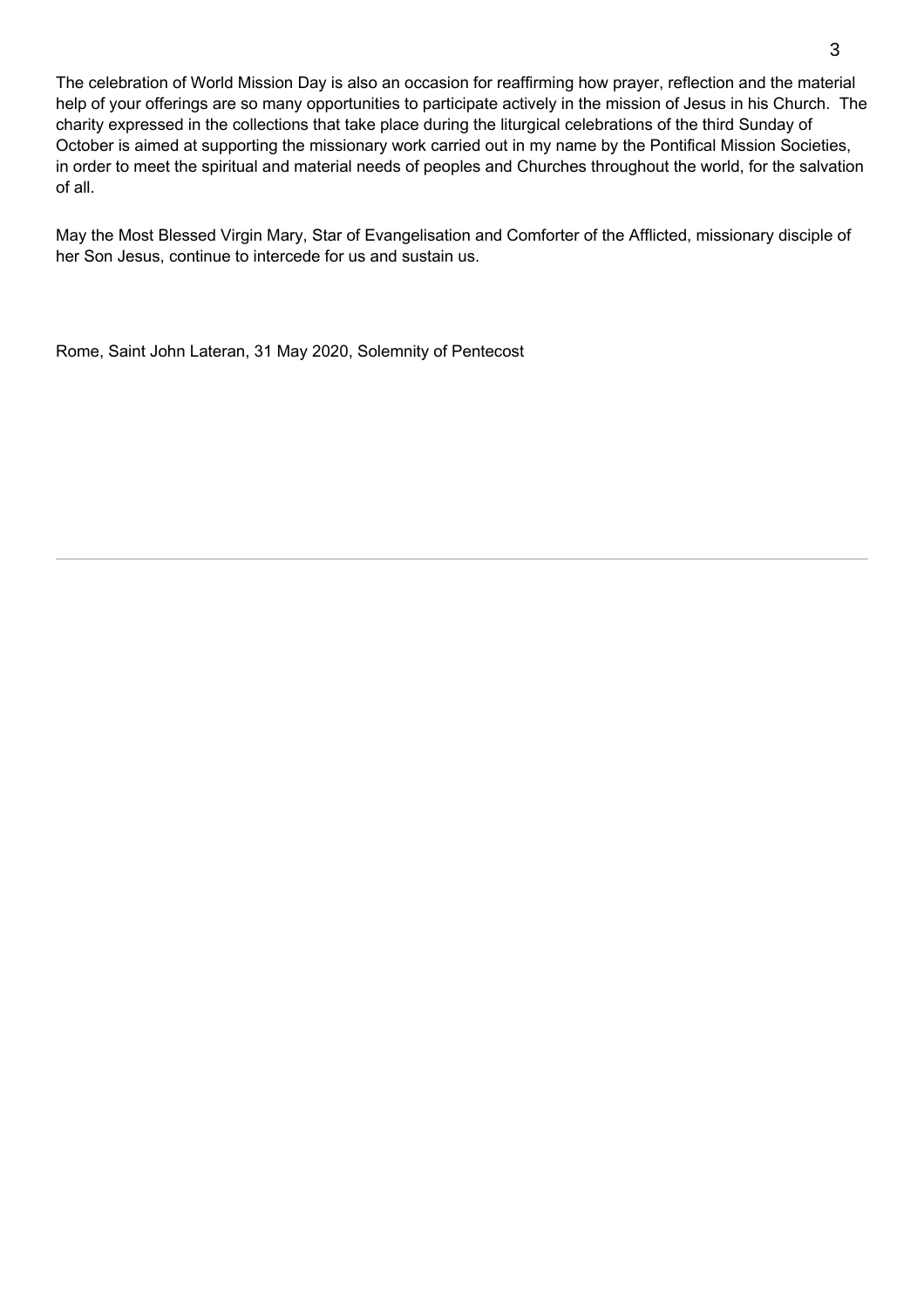The celebration of World Mission Day is also an occasion for reaffirming how prayer, reflection and the material help of your offerings are so many opportunities to participate actively in the mission of Jesus in his Church. The charity expressed in the collections that take place during the liturgical celebrations of the third Sunday of October is aimed at supporting the missionary work carried out in my name by the Pontifical Mission Societies, in order to meet the spiritual and material needs of peoples and Churches throughout the world, for the salvation of all.

May the Most Blessed Virgin Mary, Star of Evangelisation and Comforter of the Afflicted, missionary disciple of her Son Jesus, continue to intercede for us and sustain us.

Rome, Saint John Lateran, 31 May 2020, Solemnity of Pentecost

---